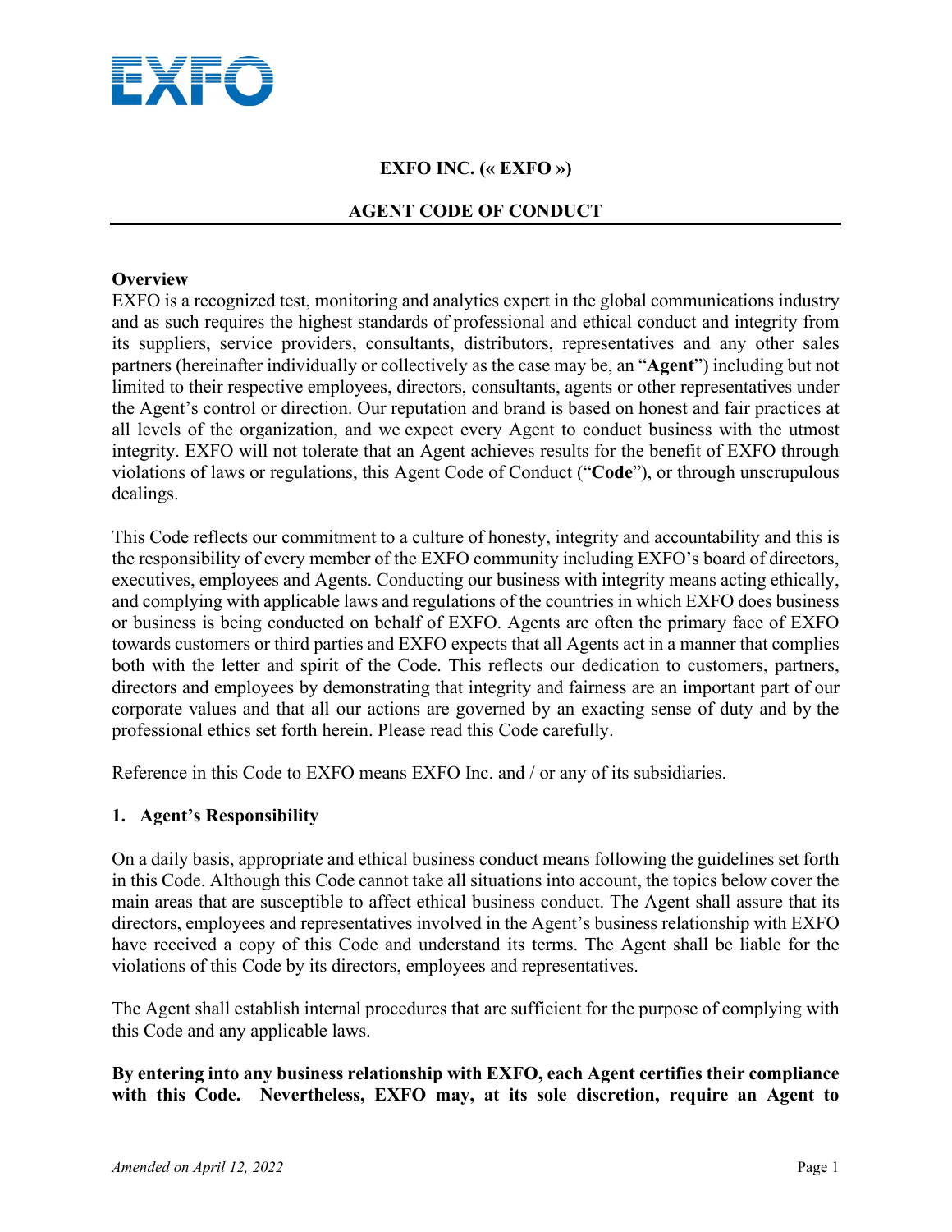**EXFO INC. (« EXFO »)**

**AGENT CODE OF CONDUCT**

**Overview**

EXFO is a recognized test, monitoring and analytics expert in the global communications industry and as such requires the highest standards of professional and ethical conduct and integrity from its suppliers, service providers, consultants, distributors, representatives and any other sales partners (hereinafter individually or collectively as the case may be, an "**Agent**") including but not limited to their respective employees, directors, consultants, agents or other representatives under the Agent's control or direction. Our reputation and brand is based on honest and fair practices at all levels of the organization, and we expect every Agent to conduct business with the utmost integrity. EXFO will not tolerate that an Agent achieves results for the benefit of EXFO through violations of laws or regulations, this Agent Code of Conduct ("**Code**"), or through unscrupulous dealings.

This Code reflects our commitment to a culture of honesty, integrity and accountability and this is the responsibility of every member of the EXFO community including EXFO's board of directors, executives, employees and Agents. Conducting our business with integrity means acting ethically, and complying with applicable laws and regulations of the countries in which EXFO does business or business is being conducted on behalf of EXFO. Agents are often the primary face of EXFO towards customers or third parties and EXFO expects that all Agents act in a manner that complies both with the letter and spirit of the Code. This reflects our dedication to customers, partners, directors and employees by demonstrating that integrity and fairness are an important part of our corporate values and that all our actions are governed by an exacting sense of duty and by the professional ethics set forth herein. Please read this Code carefully.

Reference in this Code to EXFO means EXFO Inc. and / or any of its subsidiaries.

## 1. Agent's Responsibility

On a daily basis, appropriate and ethical business conduct means following the guidelines set forth in this Code. Although this Code cannot take all situations into account, the topics below cover the main areas that are susceptible to affect ethical business conduct. The Agent shall assure that its directors, employees and representatives involved in the Agent's business relationship with EXFO have received a copy of this Code and understand its terms. The Agent shall be liable for the violations of this Code by its directors, employees and representatives.

The Agent shall establish internal procedures that are sufficient for the purpose of complying with this Code and any applicable laws.

**By entering into any business relationship with EXFO, each Agent certifies their compliance with this Code. Nevertheless, EXFO may, at its sole discretion, require an Agent to**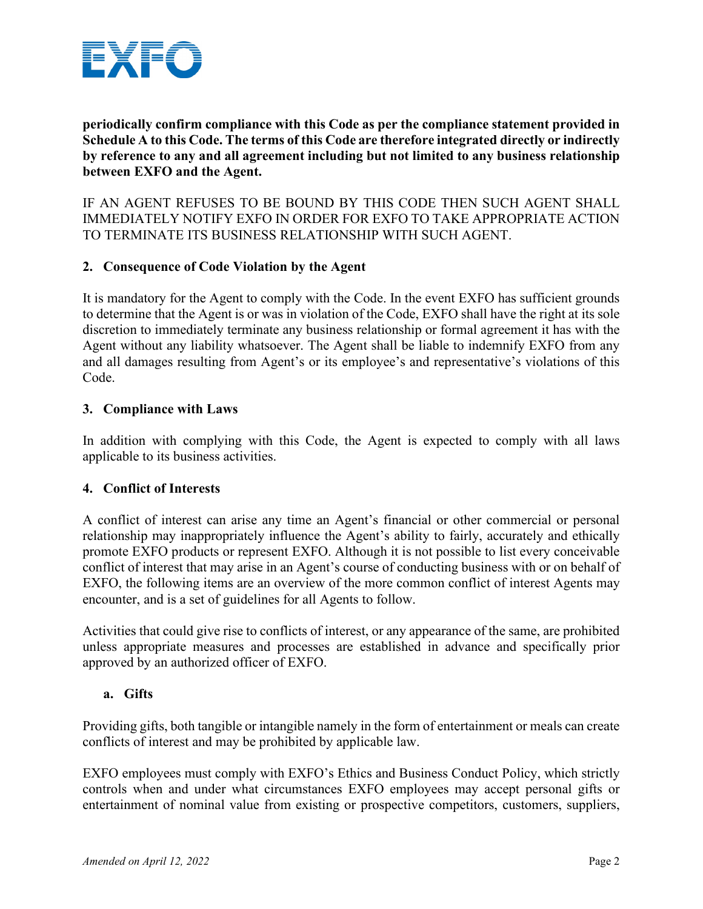**periodically confirm compliance with this Code as per the compliance statement provided in Schedule A to this Code. The terms of this Code are therefore integrated directly or indirectly by reference to any and all agreement including but not limited to any business relationship between EXFO and the Agent.**

IF AN AGENT REFUSES TO BE BOUND BY THIS CODE THEN SUCH AGENT SHALL IMMEDIATELY NOTIFY EXFO IN ORDER FOR EXFO TO TAKE APPROPRIATE ACTION TO TERMINATE ITS BUSINESS RELATIONSHIP WITH SUCH AGENT.

## 2. Consequence of Code Violation by the Agent

It is mandatory for the Agent to comply with the Code. In the event EXFO has sufficient grounds to determine that the Agent is or was in violation of the Code, EXFO shall have the right at its sole discretion to immediately terminate any business relationship or formal agreement it has with the Agent without any liability whatsoever. The Agent shall be liable to indemnify EXFO from any and all damages resulting from Agent's or its employee's and representative's violations of this Code.

## 3. Compliance with Laws

In addition with complying with this Code, the Agent is expected to comply with all laws applicable to its business activities.

## 4. Conflict of Interests

A conflict of interest can arise any time an Agent's financial or other commercial or personal relationship may inappropriately influence the Agent's ability to fairly, accurately and ethically promote EXFO products or represent EXFO. Although it is not possible to list every conceivable conflict of interest that may arise in an Agent's course of conducting business with or on behalf of EXFO, the following items are an overview of the more common conflict of interest Agents may encounter, and is a set of guidelines for all Agents to follow.

Activities that could give rise to conflicts of interest, or any appearance of the same, are prohibited unless appropriate measures and processes are established in advance and specifically prior approved by an authorized officer of EXFO.

### a. Gifts

Providing gifts, both tangible or intangible namely in the form of entertainment or meals can create conflicts of interest and may be prohibited by applicable law.

EXFO employees must comply with EXFO's Ethics and Business Conduct Policy, which strictly controls when and under what circumstances EXFO employees may accept personal gifts or entertainment of nominal value from existing or prospective competitors, customers, suppliers,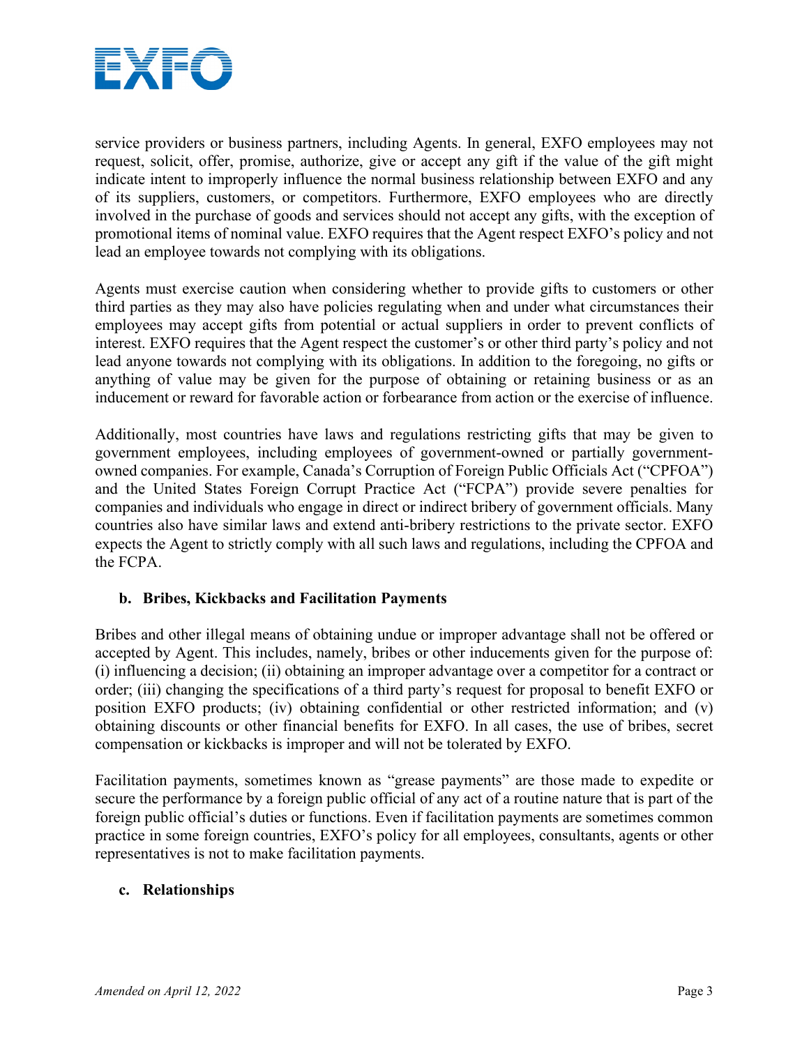service providers or business partners, including Agents. In general, EXFO employees may not request, solicit, offer, promise, authorize, give or accept any gift if the value of the gift might indicate intent to improperly influence the normal business relationship between EXFO and any of its suppliers, customers, or competitors. Furthermore, EXFO employees who are directly involved in the purchase of goods and services should not accept any gifts, with the exception of promotional items of nominal value. EXFO requires that the Agent respect EXFO's policy and not lead an employee towards not complying with its obligations.

Agents must exercise caution when considering whether to provide gifts to customers or other third parties as they may also have policies regulating when and under what circumstances their employees may accept gifts from potential or actual suppliers in order to prevent conflicts of interest. EXFO requires that the Agent respect the customer's or other third party's policy and not lead anyone towards not complying with its obligations. In addition to the foregoing, no gifts or anything of value may be given for the purpose of obtaining or retaining business or as an inducement or reward for favorable action or forbearance from action or the exercise of influence.

Additionally, most countries have laws and regulations restricting gifts that may be given to government employees, including employees of government-owned or partially government-owned companies. For example, Canada's Corruption of Foreign Public Officials Act ("CPFOA") and the United States Foreign Corrupt Practice Act ("FCPA") provide severe penalties for companies and individuals who engage in direct or indirect bribery of government officials. Many countries also have similar laws and extend anti-bribery restrictions to the private sector. EXFO expects the Agent to strictly comply with all such laws and regulations, including the CPFOA and the FCPA.

**b. Bribes, Kickbacks and Facilitation Payments**

Bribes and other illegal means of obtaining undue or improper advantage shall not be offered or accepted by Agent. This includes, namely, bribes or other inducements given for the purpose of: (i) influencing a decision; (ii) obtaining an improper advantage over a competitor for a contract or order; (iii) changing the specifications of a third party's request for proposal to benefit EXFO or position EXFO products; (iv) obtaining confidential or other restricted information; and (v) obtaining discounts or other financial benefits for EXFO. In all cases, the use of bribes, secret compensation or kickbacks is improper and will not be tolerated by EXFO.

Facilitation payments, sometimes known as "grease payments" are those made to expedite or secure the performance by a foreign public official of any act of a routine nature that is part of the foreign public official's duties or functions. Even if facilitation payments are sometimes common practice in some foreign countries, EXFO's policy for all employees, consultants, agents or other representatives is not to make facilitation payments.

**c. Relationships**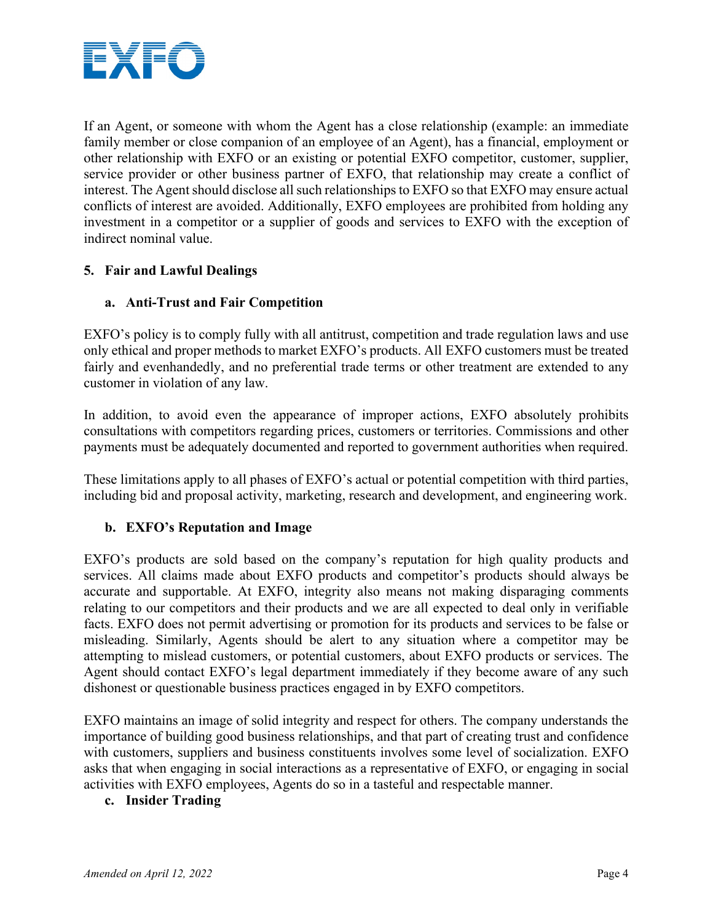If an Agent, or someone with whom the Agent has a close relationship (example: an immediate family member or close companion of an employee of an Agent), has a financial, employment or other relationship with EXFO or an existing or potential EXFO competitor, customer, supplier, service provider or other business partner of EXFO, that relationship may create a conflict of interest. The Agent should disclose all such relationships to EXFO so that EXFO may ensure actual conflicts of interest are avoided. Additionally, EXFO employees are prohibited from holding any investment in a competitor or a supplier of goods and services to EXFO with the exception of indirect nominal value.

## 5. Fair and Lawful Dealings

### a. Anti-Trust and Fair Competition

EXFO's policy is to comply fully with all antitrust, competition and trade regulation laws and use only ethical and proper methods to market EXFO's products. All EXFO customers must be treated fairly and evenhandedly, and no preferential trade terms or other treatment are extended to any customer in violation of any law.

In addition, to avoid even the appearance of improper actions, EXFO absolutely prohibits consultations with competitors regarding prices, customers or territories. Commissions and other payments must be adequately documented and reported to government authorities when required.

These limitations apply to all phases of EXFO's actual or potential competition with third parties, including bid and proposal activity, marketing, research and development, and engineering work.

### b. EXFO's Reputation and Image

EXFO's products are sold based on the company's reputation for high quality products and services. All claims made about EXFO products and competitor's products should always be accurate and supportable. At EXFO, integrity also means not making disparaging comments relating to our competitors and their products and we are all expected to deal only in verifiable facts. EXFO does not permit advertising or promotion for its products and services to be false or misleading. Similarly, Agents should be alert to any situation where a competitor may be attempting to mislead customers, or potential customers, about EXFO products or services. The Agent should contact EXFO's legal department immediately if they become aware of any such dishonest or questionable business practices engaged in by EXFO competitors.

EXFO maintains an image of solid integrity and respect for others. The company understands the importance of building good business relationships, and that part of creating trust and confidence with customers, suppliers and business constituents involves some level of socialization. EXFO asks that when engaging in social interactions as a representative of EXFO, or engaging in social activities with EXFO employees, Agents do so in a tasteful and respectable manner.

### c. Insider Trading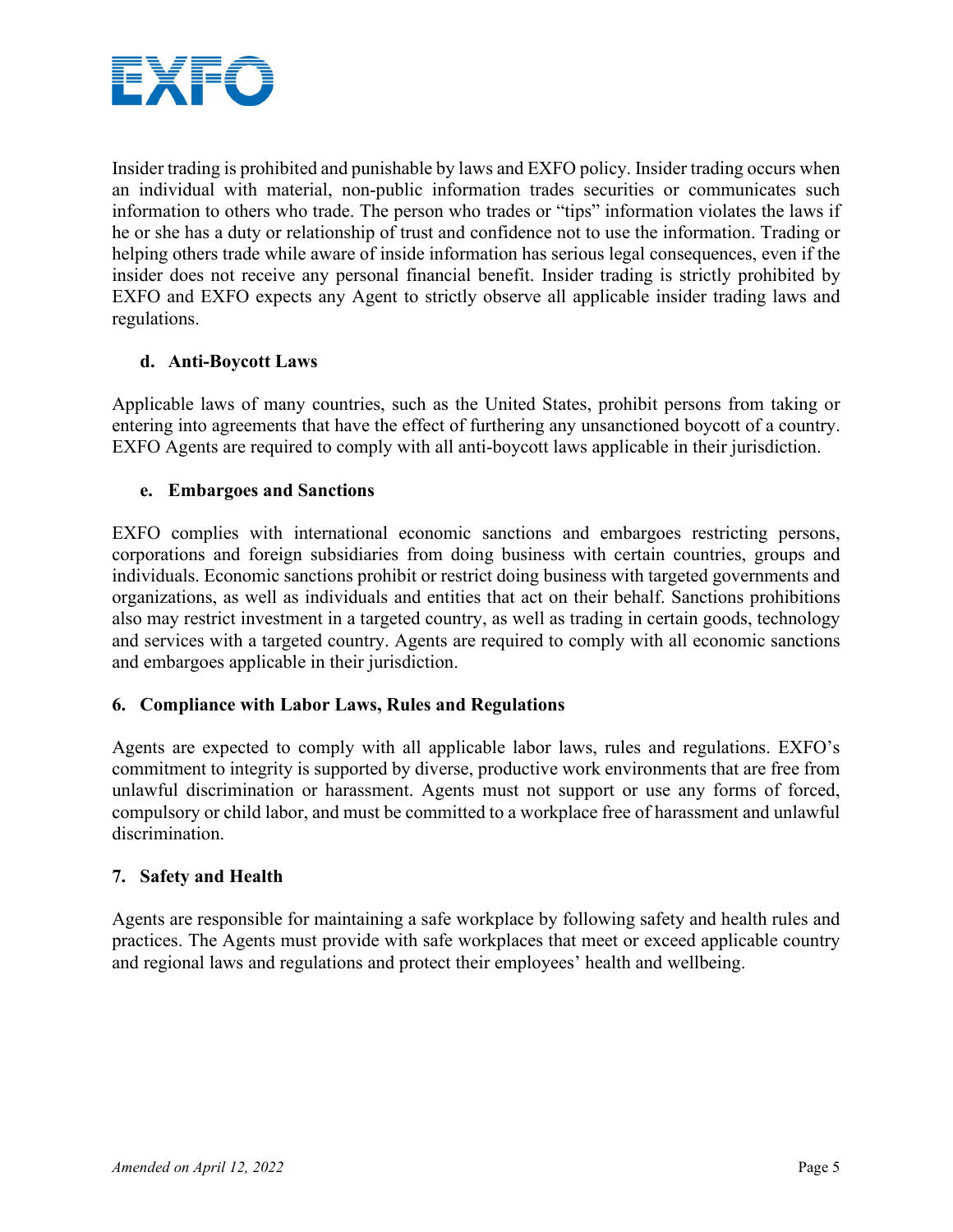Insider trading is prohibited and punishable by laws and EXFO policy. Insider trading occurs when an individual with material, non-public information trades securities or communicates such information to others who trade. The person who trades or "tips" information violates the laws if he or she has a duty or relationship of trust and confidence not to use the information. Trading or helping others trade while aware of inside information has serious legal consequences, even if the insider does not receive any personal financial benefit. Insider trading is strictly prohibited by EXFO and EXFO expects any Agent to strictly observe all applicable insider trading laws and regulations.

#### d. Anti-Boycott Laws

Applicable laws of many countries, such as the United States, prohibit persons from taking or entering into agreements that have the effect of furthering any unsanctioned boycott of a country. EXFO Agents are required to comply with all anti-boycott laws applicable in their jurisdiction.

#### e. Embargoes and Sanctions

EXFO complies with international economic sanctions and embargoes restricting persons, corporations and foreign subsidiaries from doing business with certain countries, groups and individuals. Economic sanctions prohibit or restrict doing business with targeted governments and organizations, as well as individuals and entities that act on their behalf. Sanctions prohibitions also may restrict investment in a targeted country, as well as trading in certain goods, technology and services with a targeted country. Agents are required to comply with all economic sanctions and embargoes applicable in their jurisdiction.

### 6. Compliance with Labor Laws, Rules and Regulations

Agents are expected to comply with all applicable labor laws, rules and regulations. EXFO's commitment to integrity is supported by diverse, productive work environments that are free from unlawful discrimination or harassment. Agents must not support or use any forms of forced, compulsory or child labor, and must be committed to a workplace free of harassment and unlawful discrimination.

### 7. Safety and Health

Agents are responsible for maintaining a safe workplace by following safety and health rules and practices. The Agents must provide with safe workplaces that meet or exceed applicable country and regional laws and regulations and protect their employees' health and wellbeing.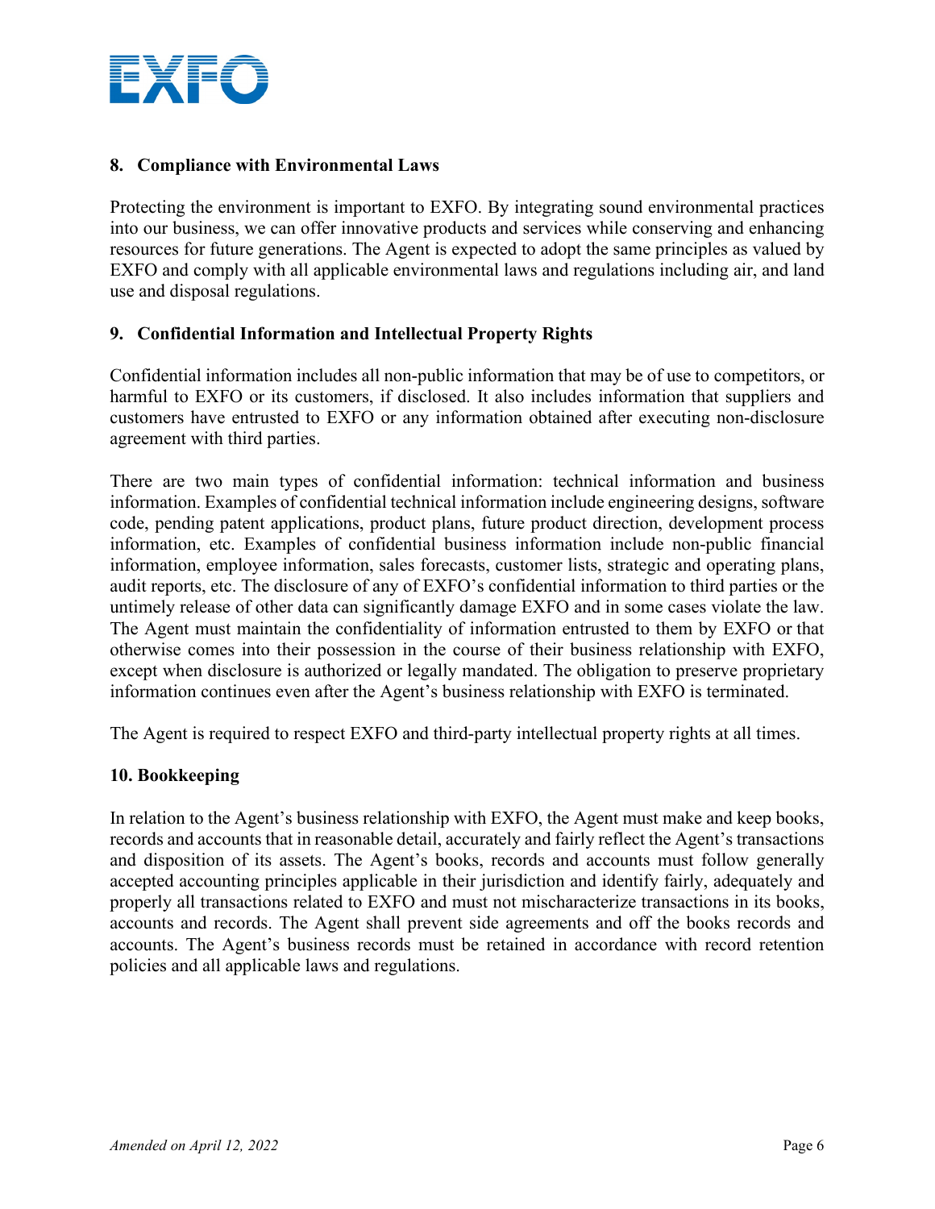## 8. Compliance with Environmental Laws

Protecting the environment is important to EXFO. By integrating sound environmental practices into our business, we can offer innovative products and services while conserving and enhancing resources for future generations. The Agent is expected to adopt the same principles as valued by EXFO and comply with all applicable environmental laws and regulations including air, and land use and disposal regulations.

## 9. Confidential Information and Intellectual Property Rights

Confidential information includes all non-public information that may be of use to competitors, or harmful to EXFO or its customers, if disclosed. It also includes information that suppliers and customers have entrusted to EXFO or any information obtained after executing non-disclosure agreement with third parties.

There are two main types of confidential information: technical information and business information. Examples of confidential technical information include engineering designs, software code, pending patent applications, product plans, future product direction, development process information, etc. Examples of confidential business information include non-public financial information, employee information, sales forecasts, customer lists, strategic and operating plans, audit reports, etc. The disclosure of any of EXFO's confidential information to third parties or the untimely release of other data can significantly damage EXFO and in some cases violate the law. The Agent must maintain the confidentiality of information entrusted to them by EXFO or that otherwise comes into their possession in the course of their business relationship with EXFO, except when disclosure is authorized or legally mandated. The obligation to preserve proprietary information continues even after the Agent's business relationship with EXFO is terminated.

The Agent is required to respect EXFO and third-party intellectual property rights at all times.

## 10. Bookkeeping

In relation to the Agent's business relationship with EXFO, the Agent must make and keep books, records and accounts that in reasonable detail, accurately and fairly reflect the Agent's transactions and disposition of its assets. The Agent's books, records and accounts must follow generally accepted accounting principles applicable in their jurisdiction and identify fairly, adequately and properly all transactions related to EXFO and must not mischaracterize transactions in its books, accounts and records. The Agent shall prevent side agreements and off the books records and accounts. The Agent's business records must be retained in accordance with record retention policies and all applicable laws and regulations.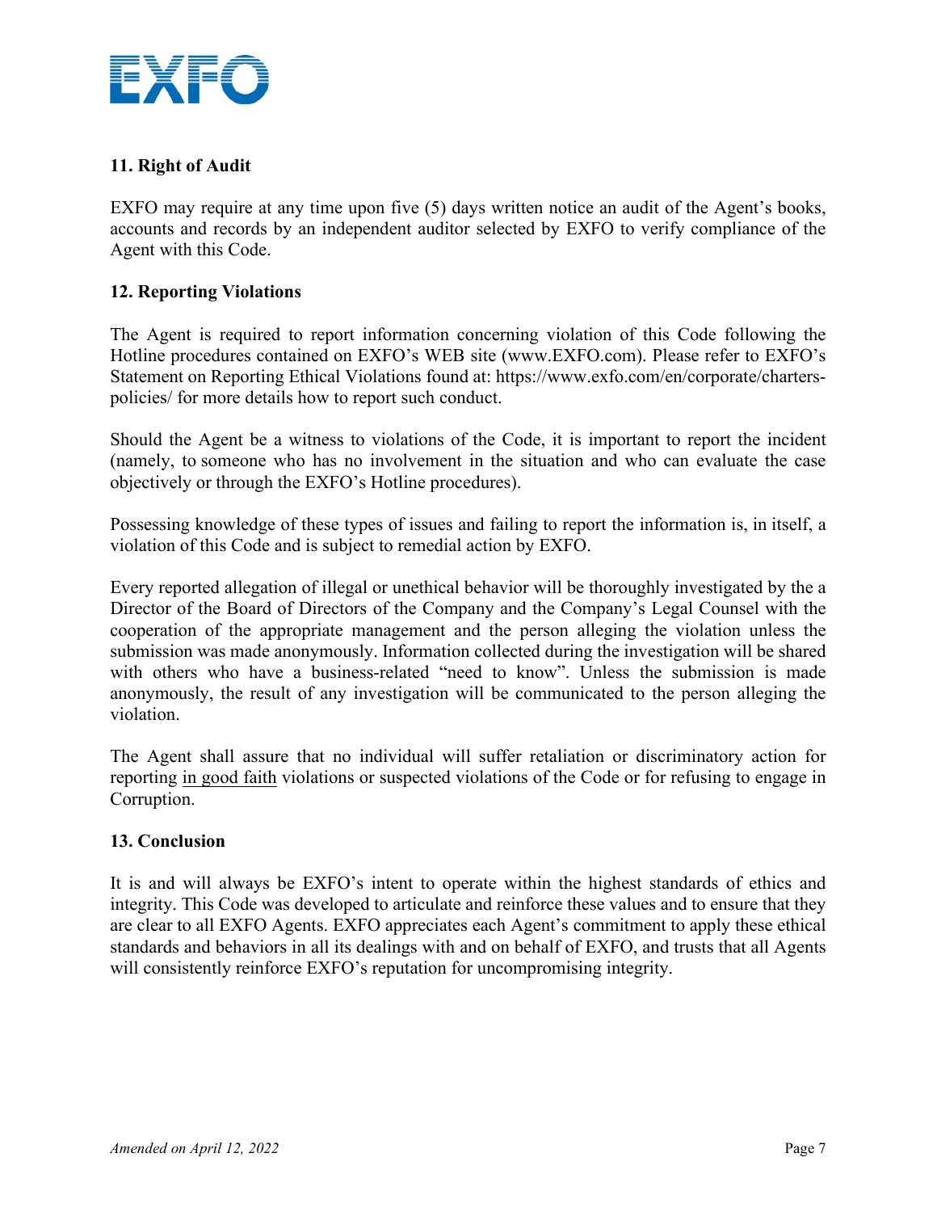## 11. Right of Audit

EXFO may require at any time upon five (5) days written notice an audit of the Agent's books, accounts and records by an independent auditor selected by EXFO to verify compliance of the Agent with this Code.

## 12. Reporting Violations

The Agent is required to report information concerning violation of this Code following the Hotline procedures contained on EXFO's WEB site (www.EXFO.com). Please refer to EXFO's Statement on Reporting Ethical Violations found at: https://www.exfo.com/en/corporate/charters-policies/ for more details how to report such conduct.

Should the Agent be a witness to violations of the Code, it is important to report the incident (namely, to someone who has no involvement in the situation and who can evaluate the case objectively or through the EXFO's Hotline procedures).

Possessing knowledge of these types of issues and failing to report the information is, in itself, a violation of this Code and is subject to remedial action by EXFO.

Every reported allegation of illegal or unethical behavior will be thoroughly investigated by the a Director of the Board of Directors of the Company and the Company's Legal Counsel with the cooperation of the appropriate management and the person alleging the violation unless the submission was made anonymously. Information collected during the investigation will be shared with others who have a business-related "need to know". Unless the submission is made anonymously, the result of any investigation will be communicated to the person alleging the violation.

The Agent shall assure that no individual will suffer retaliation or discriminatory action for reporting in good faith violations or suspected violations of the Code or for refusing to engage in Corruption.

## 13. Conclusion

It is and will always be EXFO's intent to operate within the highest standards of ethics and integrity. This Code was developed to articulate and reinforce these values and to ensure that they are clear to all EXFO Agents. EXFO appreciates each Agent's commitment to apply these ethical standards and behaviors in all its dealings with and on behalf of EXFO, and trusts that all Agents will consistently reinforce EXFO's reputation for uncompromising integrity.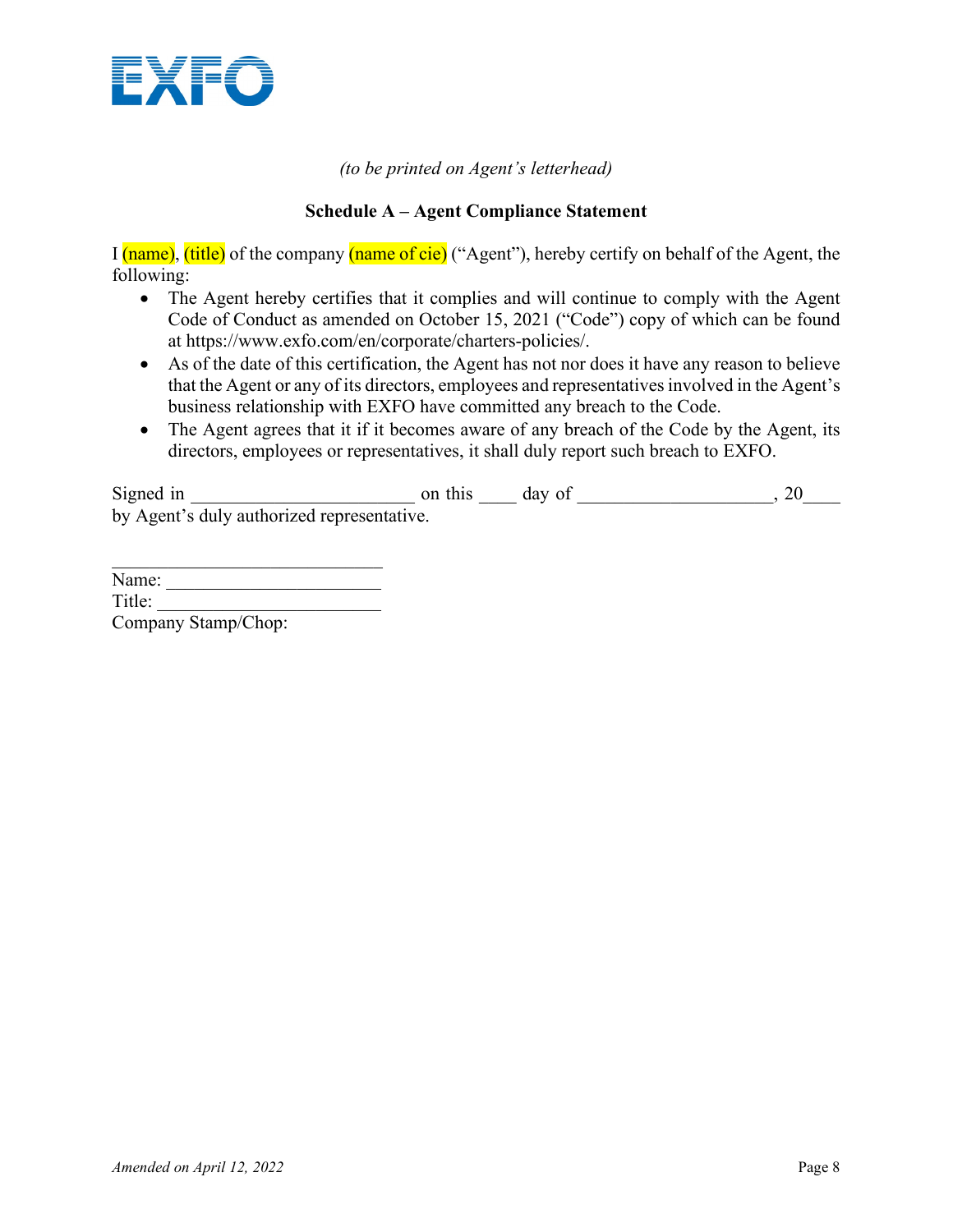*(to be printed on Agent's letterhead)*

**Schedule A – Agent Compliance Statement**

I (name), (title) of the company (name of cie) ("Agent"), hereby certify on behalf of the Agent, the following:

- The Agent hereby certifies that it complies and will continue to comply with the Agent Code of Conduct as amended on October 15, 2021 ("Code") copy of which can be found at https://www.exfo.com/en/corporate/charters-policies/.
- As of the date of this certification, the Agent has not nor does it have any reason to believe that the Agent or any of its directors, employees and representatives involved in the Agent's business relationship with EXFO have committed any breach to the Code.
- The Agent agrees that it if it becomes aware of any breach of the Code by the Agent, its directors, employees or representatives, it shall duly report such breach to EXFO.

Signed in _______________________ on this ____ day of ____________________, 20____ by Agent's duly authorized representative.

____________________________
Name: _______________________
Title: _______________________
Company Stamp/Chop:

*Amended on April 12, 2022*